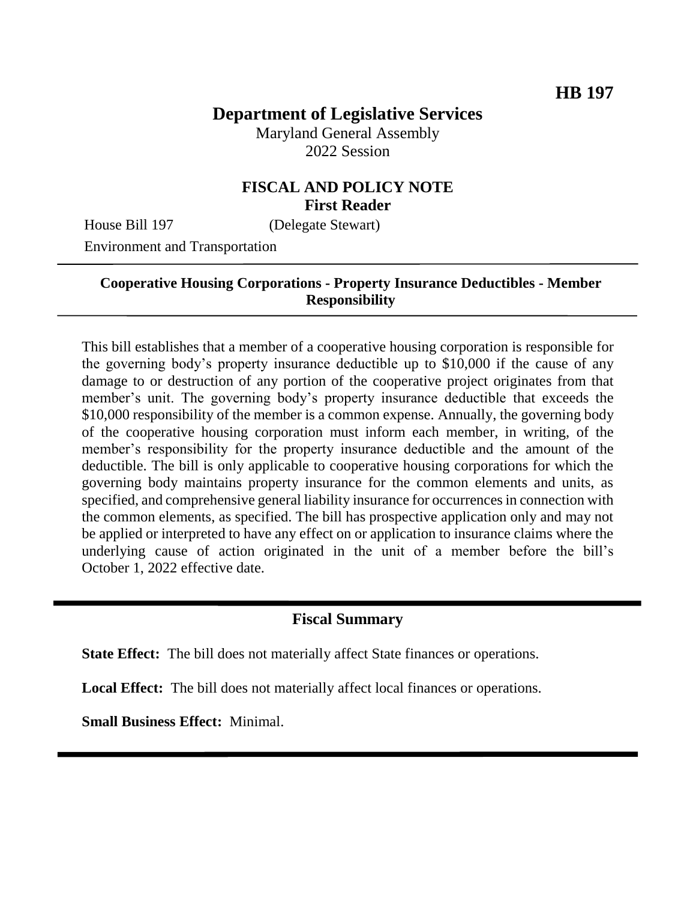**HB 197**

# Department of Legislative Services

Maryland General Assembly
2022 Session

## FISCAL AND POLICY NOTE
**First Reader**

House Bill 197 (Delegate Stewart)

Environment and Transportation

---

**Cooperative Housing Corporations - Property Insurance Deductibles - Member Responsibility**

---

This bill establishes that a member of a cooperative housing corporation is responsible for the governing body's property insurance deductible up to $10,000 if the cause of any damage to or destruction of any portion of the cooperative project originates from that member's unit. The governing body's property insurance deductible that exceeds the $10,000 responsibility of the member is a common expense. Annually, the governing body of the cooperative housing corporation must inform each member, in writing, of the member's responsibility for the property insurance deductible and the amount of the deductible. The bill is only applicable to cooperative housing corporations for which the governing body maintains property insurance for the common elements and units, as specified, and comprehensive general liability insurance for occurrences in connection with the common elements, as specified. The bill has prospective application only and may not be applied or interpreted to have any effect on or application to insurance claims where the underlying cause of action originated in the unit of a member before the bill's October 1, 2022 effective date.

---

## Fiscal Summary

**State Effect:** The bill does not materially affect State finances or operations.

**Local Effect:** The bill does not materially affect local finances or operations.

**Small Business Effect:** Minimal.

---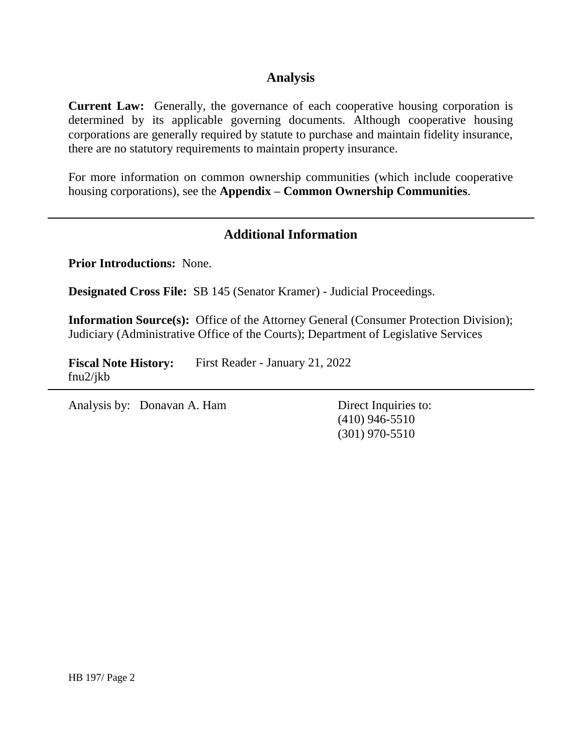## Analysis

**Current Law:** Generally, the governance of each cooperative housing corporation is determined by its applicable governing documents. Although cooperative housing corporations are generally required by statute to purchase and maintain fidelity insurance, there are no statutory requirements to maintain property insurance.

For more information on common ownership communities (which include cooperative housing corporations), see the **Appendix – Common Ownership Communities**.

---

## Additional Information

**Prior Introductions:** None.

**Designated Cross File:** SB 145 (Senator Kramer) - Judicial Proceedings.

**Information Source(s):** Office of the Attorney General (Consumer Protection Division); Judiciary (Administrative Office of the Courts); Department of Legislative Services

**Fiscal Note History:** First Reader - January 21, 2022
fnu2/jkb

---

Analysis by: Donavan A. Ham

Direct Inquiries to:
(410) 946-5510
(301) 970-5510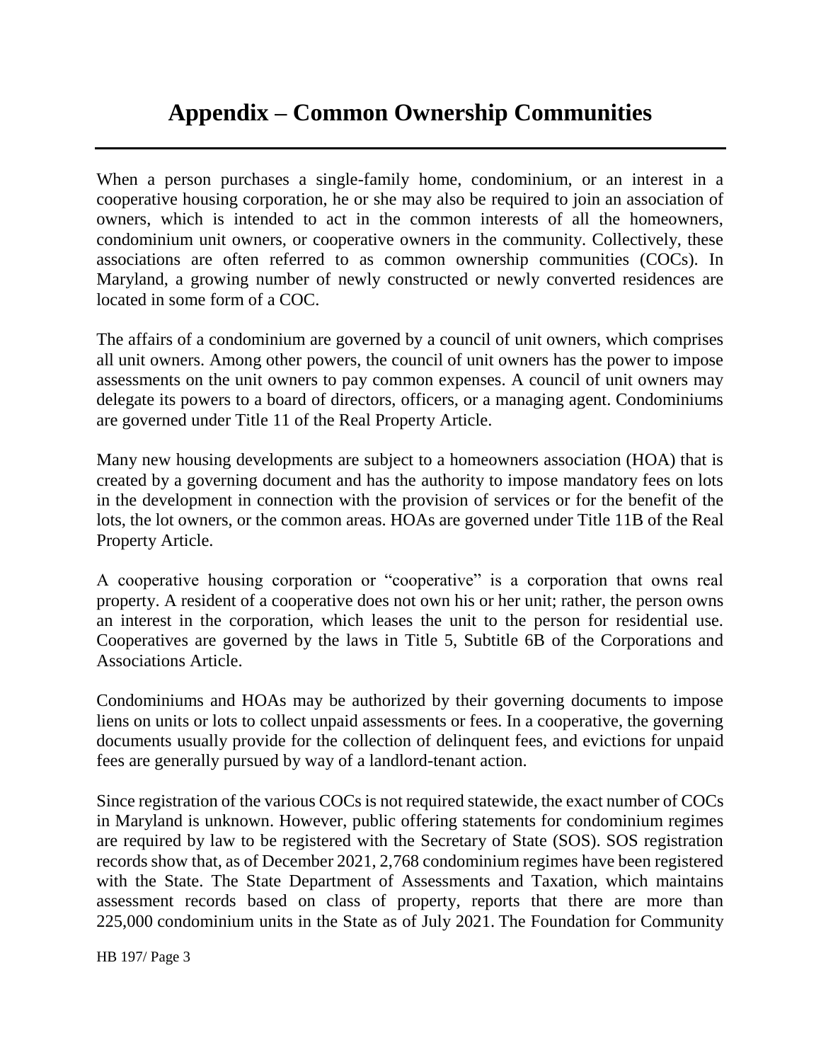# Appendix – Common Ownership Communities

When a person purchases a single-family home, condominium, or an interest in a cooperative housing corporation, he or she may also be required to join an association of owners, which is intended to act in the common interests of all the homeowners, condominium unit owners, or cooperative owners in the community. Collectively, these associations are often referred to as common ownership communities (COCs). In Maryland, a growing number of newly constructed or newly converted residences are located in some form of a COC.

The affairs of a condominium are governed by a council of unit owners, which comprises all unit owners. Among other powers, the council of unit owners has the power to impose assessments on the unit owners to pay common expenses. A council of unit owners may delegate its powers to a board of directors, officers, or a managing agent. Condominiums are governed under Title 11 of the Real Property Article.

Many new housing developments are subject to a homeowners association (HOA) that is created by a governing document and has the authority to impose mandatory fees on lots in the development in connection with the provision of services or for the benefit of the lots, the lot owners, or the common areas. HOAs are governed under Title 11B of the Real Property Article.

A cooperative housing corporation or "cooperative" is a corporation that owns real property. A resident of a cooperative does not own his or her unit; rather, the person owns an interest in the corporation, which leases the unit to the person for residential use. Cooperatives are governed by the laws in Title 5, Subtitle 6B of the Corporations and Associations Article.

Condominiums and HOAs may be authorized by their governing documents to impose liens on units or lots to collect unpaid assessments or fees. In a cooperative, the governing documents usually provide for the collection of delinquent fees, and evictions for unpaid fees are generally pursued by way of a landlord-tenant action.

Since registration of the various COCs is not required statewide, the exact number of COCs in Maryland is unknown. However, public offering statements for condominium regimes are required by law to be registered with the Secretary of State (SOS). SOS registration records show that, as of December 2021, 2,768 condominium regimes have been registered with the State. The State Department of Assessments and Taxation, which maintains assessment records based on class of property, reports that there are more than 225,000 condominium units in the State as of July 2021. The Foundation for Community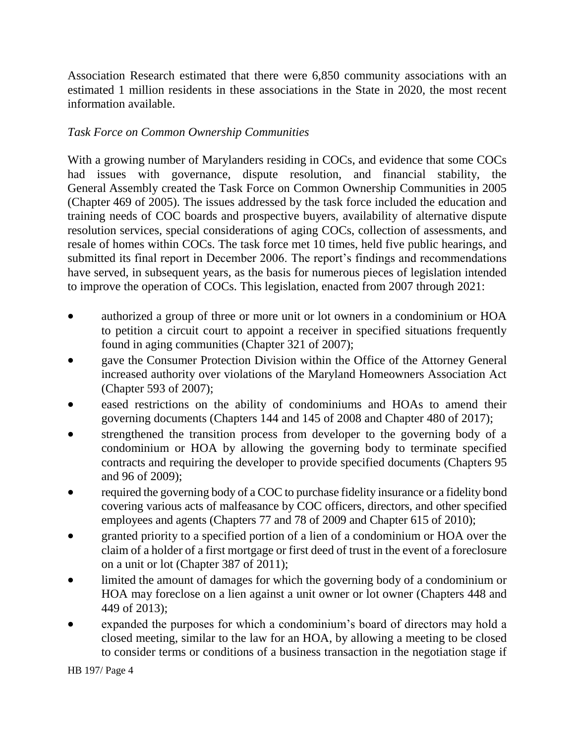Association Research estimated that there were 6,850 community associations with an estimated 1 million residents in these associations in the State in 2020, the most recent information available.

*Task Force on Common Ownership Communities*

With a growing number of Marylanders residing in COCs, and evidence that some COCs had issues with governance, dispute resolution, and financial stability, the General Assembly created the Task Force on Common Ownership Communities in 2005 (Chapter 469 of 2005). The issues addressed by the task force included the education and training needs of COC boards and prospective buyers, availability of alternative dispute resolution services, special considerations of aging COCs, collection of assessments, and resale of homes within COCs. The task force met 10 times, held five public hearings, and submitted its final report in December 2006. The report's findings and recommendations have served, in subsequent years, as the basis for numerous pieces of legislation intended to improve the operation of COCs. This legislation, enacted from 2007 through 2021:

- authorized a group of three or more unit or lot owners in a condominium or HOA to petition a circuit court to appoint a receiver in specified situations frequently found in aging communities (Chapter 321 of 2007);
- gave the Consumer Protection Division within the Office of the Attorney General increased authority over violations of the Maryland Homeowners Association Act (Chapter 593 of 2007);
- eased restrictions on the ability of condominiums and HOAs to amend their governing documents (Chapters 144 and 145 of 2008 and Chapter 480 of 2017);
- strengthened the transition process from developer to the governing body of a condominium or HOA by allowing the governing body to terminate specified contracts and requiring the developer to provide specified documents (Chapters 95 and 96 of 2009);
- required the governing body of a COC to purchase fidelity insurance or a fidelity bond covering various acts of malfeasance by COC officers, directors, and other specified employees and agents (Chapters 77 and 78 of 2009 and Chapter 615 of 2010);
- granted priority to a specified portion of a lien of a condominium or HOA over the claim of a holder of a first mortgage or first deed of trust in the event of a foreclosure on a unit or lot (Chapter 387 of 2011);
- limited the amount of damages for which the governing body of a condominium or HOA may foreclose on a lien against a unit owner or lot owner (Chapters 448 and 449 of 2013);
- expanded the purposes for which a condominium's board of directors may hold a closed meeting, similar to the law for an HOA, by allowing a meeting to be closed to consider terms or conditions of a business transaction in the negotiation stage if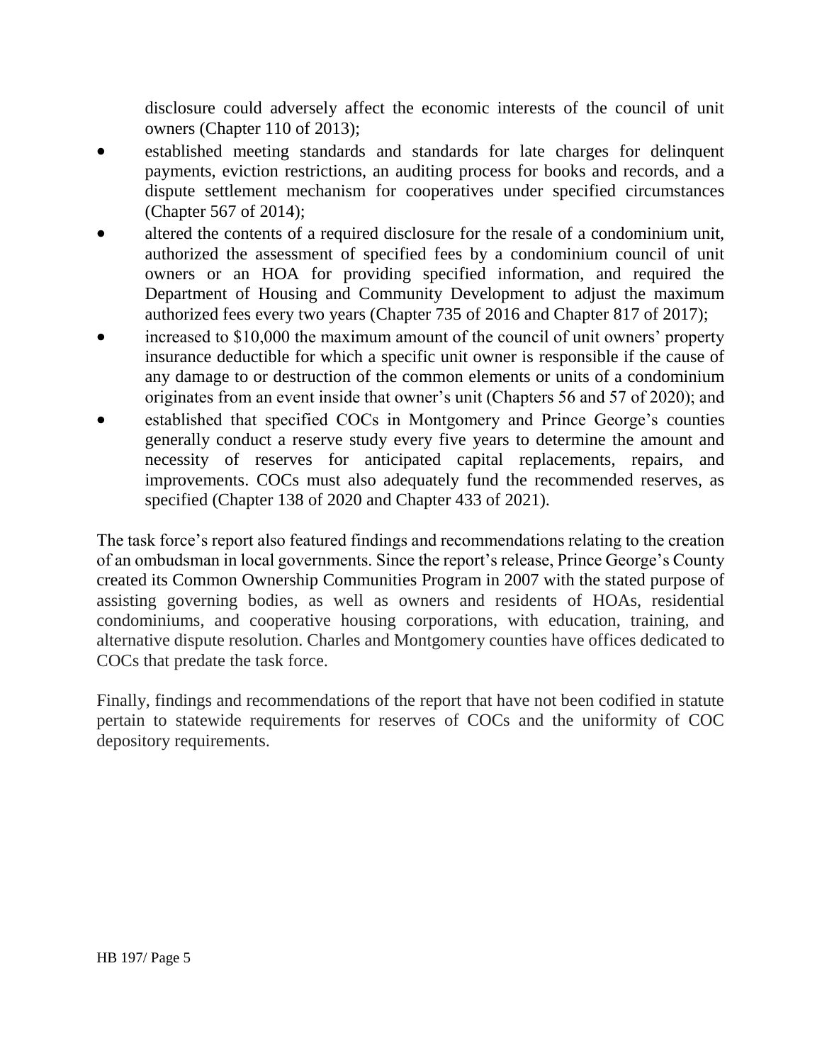disclosure could adversely affect the economic interests of the council of unit owners (Chapter 110 of 2013);

- established meeting standards and standards for late charges for delinquent payments, eviction restrictions, an auditing process for books and records, and a dispute settlement mechanism for cooperatives under specified circumstances (Chapter 567 of 2014);
- altered the contents of a required disclosure for the resale of a condominium unit, authorized the assessment of specified fees by a condominium council of unit owners or an HOA for providing specified information, and required the Department of Housing and Community Development to adjust the maximum authorized fees every two years (Chapter 735 of 2016 and Chapter 817 of 2017);
- increased to $10,000 the maximum amount of the council of unit owners' property insurance deductible for which a specific unit owner is responsible if the cause of any damage to or destruction of the common elements or units of a condominium originates from an event inside that owner's unit (Chapters 56 and 57 of 2020); and
- established that specified COCs in Montgomery and Prince George's counties generally conduct a reserve study every five years to determine the amount and necessity of reserves for anticipated capital replacements, repairs, and improvements. COCs must also adequately fund the recommended reserves, as specified (Chapter 138 of 2020 and Chapter 433 of 2021).

The task force's report also featured findings and recommendations relating to the creation of an ombudsman in local governments. Since the report's release, Prince George's County created its Common Ownership Communities Program in 2007 with the stated purpose of assisting governing bodies, as well as owners and residents of HOAs, residential condominiums, and cooperative housing corporations, with education, training, and alternative dispute resolution. Charles and Montgomery counties have offices dedicated to COCs that predate the task force.

Finally, findings and recommendations of the report that have not been codified in statute pertain to statewide requirements for reserves of COCs and the uniformity of COC depository requirements.